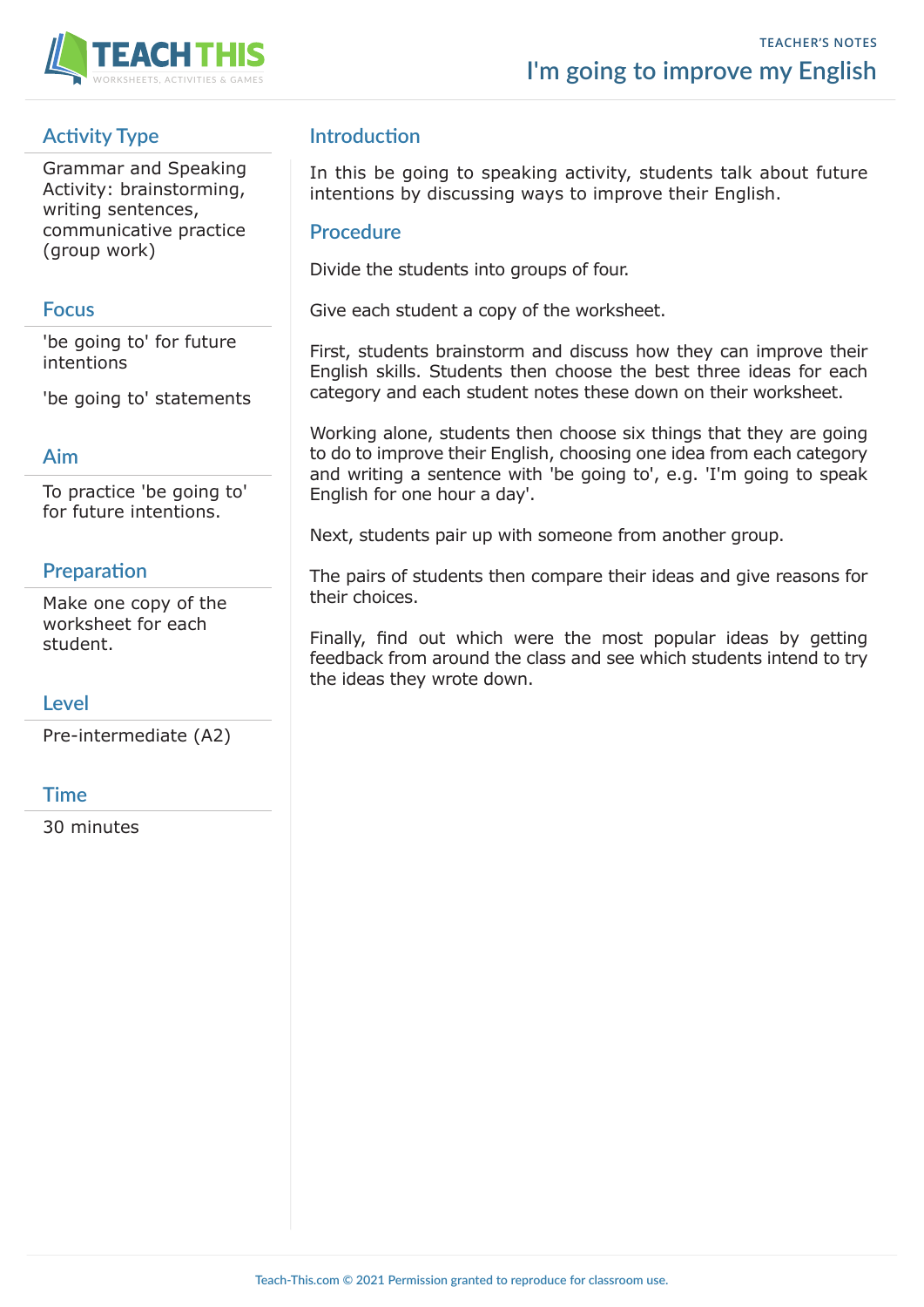# I'm going to improve my English

TEACHER'S NOTES

## Activity Type

Grammar and Speaking Activity: brainstorming, writing sentences, communicative practice (group work)

## Focus

'be going to' for future intentions

'be going to' statements

## Aim

To practice 'be going to' for future intentions.

## Preparation

Make one copy of the worksheet for each student.

## Level

Pre-intermediate (A2)

## Time

30 minutes

## Introduction

In this be going to speaking activity, students talk about future intentions by discussing ways to improve their English.

## Procedure

Divide the students into groups of four.

Give each student a copy of the worksheet.

First, students brainstorm and discuss how they can improve their English skills. Students then choose the best three ideas for each category and each student notes these down on their worksheet.

Working alone, students then choose six things that they are going to do to improve their English, choosing one idea from each category and writing a sentence with 'be going to', e.g. 'I'm going to speak English for one hour a day'.

Next, students pair up with someone from another group.

The pairs of students then compare their ideas and give reasons for their choices.

Finally, find out which were the most popular ideas by getting feedback from around the class and see which students intend to try the ideas they wrote down.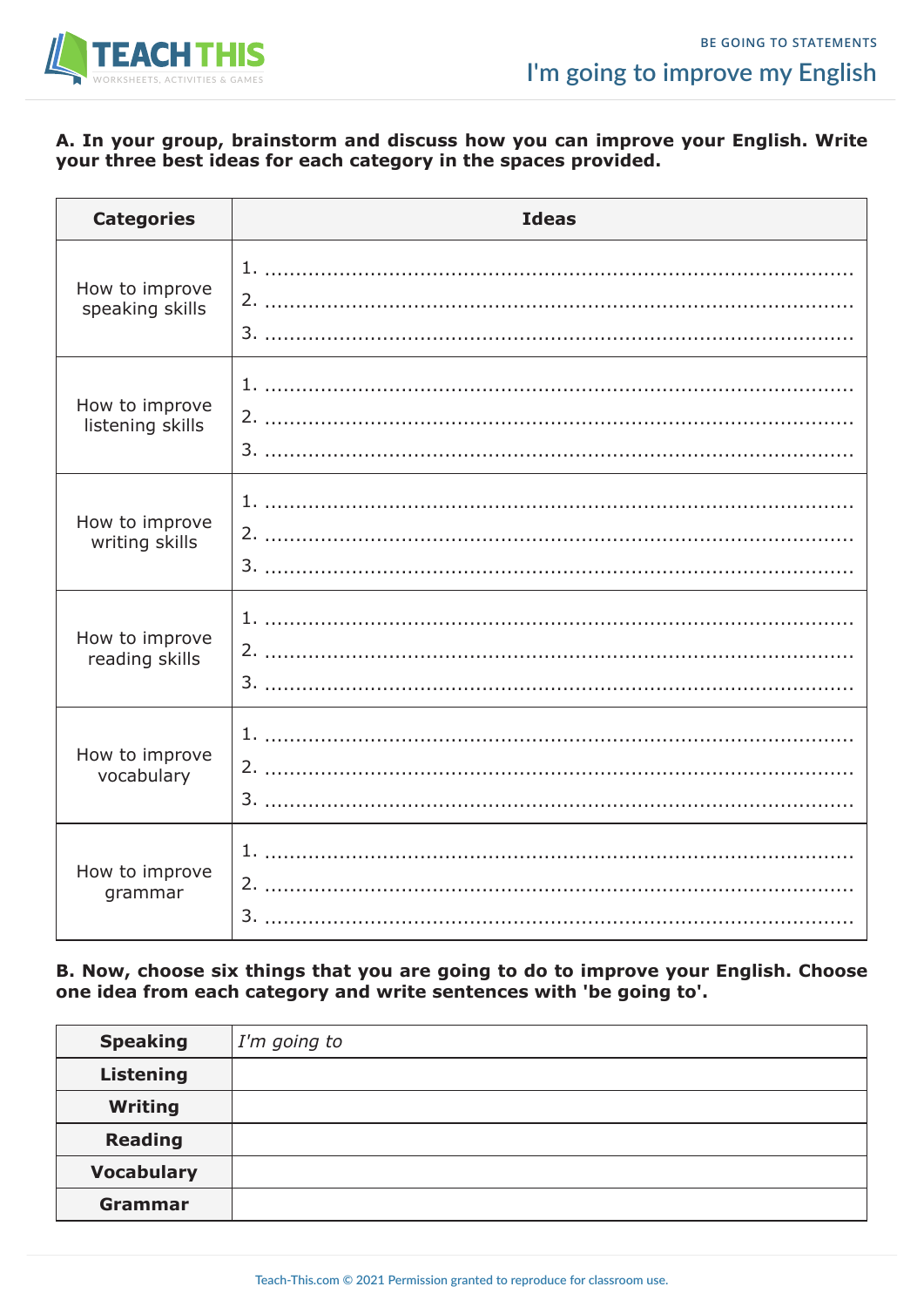# I'm going to improve my English

**A. In your group, brainstorm and discuss how you can improve your English. Write your three best ideas for each category in the spaces provided.**

| Categories | Ideas |
|---|---|
| How to improve speaking skills | 1. ............ <br> 2. ............ <br> 3. ............ |
| How to improve listening skills | 1. ............ <br> 2. ............ <br> 3. ............ |
| How to improve writing skills | 1. ............ <br> 2. ............ <br> 3. ............ |
| How to improve reading skills | 1. ............ <br> 2. ............ <br> 3. ............ |
| How to improve vocabulary | 1. ............ <br> 2. ............ <br> 3. ............ |
| How to improve grammar | 1. ............ <br> 2. ............ <br> 3. ............ |

**B. Now, choose six things that you are going to do to improve your English. Choose one idea from each category and write sentences with 'be going to'.**

| | |
|---|---|
| **Speaking** | *I'm going to* |
| **Listening** | |
| **Writing** | |
| **Reading** | |
| **Vocabulary** | |
| **Grammar** | |